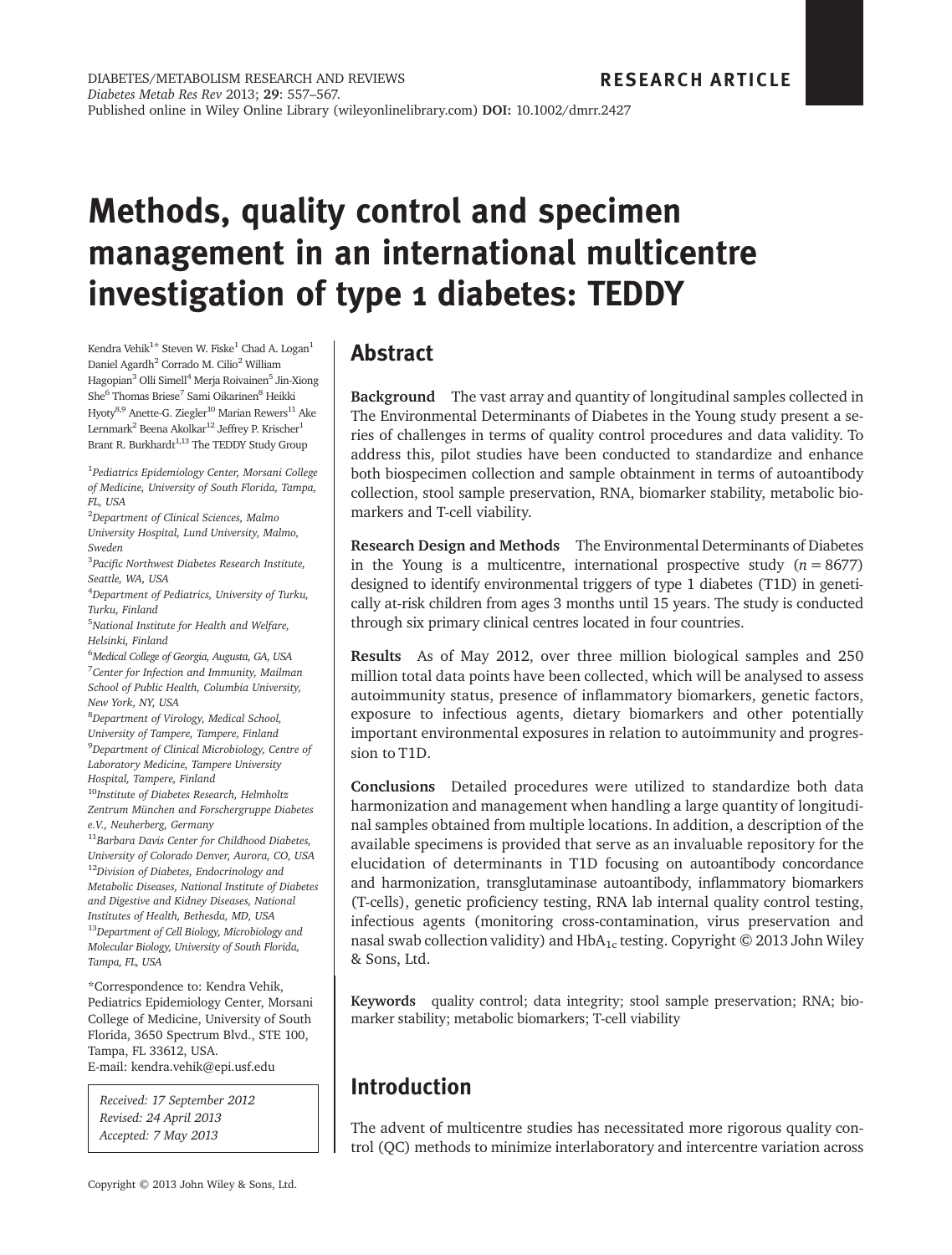RESEARCH ARTICLE

# Methods, quality control and specimen management in an international multicentre investigation of type 1 diabetes: TEDDY

Kendra Vehik[1]* Steven W. Fiske[1] Chad A. Logan[1] Daniel Agardh[2] Corrado M. Cilio[2] William Hagopian[3] Olli Simell[4] Merja Roivainen[5] Jin-Xiong She[6] Thomas Briese[7] Sami Oikarinen[8] Heikki Hyoty[8,9] Anette-G. Ziegler[10] Marian Rewers[11] Ake Lernmark[2] Beena Akolkar[12] Jeffrey P. Krischer[1] Brant R. Burkhardt[1,13] The TEDDY Study Group

[1]*Pediatrics Epidemiology Center, Morsani College of Medicine, University of South Florida, Tampa, FL, USA*

[2]*Department of Clinical Sciences, Malmo University Hospital, Lund University, Malmo, Sweden*

[3]*Pacific Northwest Diabetes Research Institute, Seattle, WA, USA*

[4]*Department of Pediatrics, University of Turku, Turku, Finland*

[5]*National Institute for Health and Welfare, Helsinki, Finland*

[6]*Medical College of Georgia, Augusta, GA, USA*

[7]*Center for Infection and Immunity, Mailman School of Public Health, Columbia University, New York, NY, USA*

[8]*Department of Virology, Medical School, University of Tampere, Tampere, Finland*

[9]*Department of Clinical Microbiology, Centre of Laboratory Medicine, Tampere University Hospital, Tampere, Finland*

[10]*Institute of Diabetes Research, Helmholtz Zentrum München and Forschergruppe Diabetes e.V., Neuherberg, Germany*

[11]*Barbara Davis Center for Childhood Diabetes, University of Colorado Denver, Aurora, CO, USA*

[12]*Division of Diabetes, Endocrinology and Metabolic Diseases, National Institute of Diabetes and Digestive and Kidney Diseases, National Institutes of Health, Bethesda, MD, USA*

[13]*Department of Cell Biology, Microbiology and Molecular Biology, University of South Florida, Tampa, FL, USA*

*Correspondence to: Kendra Vehik, Pediatrics Epidemiology Center, Morsani College of Medicine, University of South Florida, 3650 Spectrum Blvd., STE 100, Tampa, FL 33612, USA.
E-mail: kendra.vehik@epi.usf.edu

*Received: 17 September 2012*
*Revised: 24 April 2013*
*Accepted: 7 May 2013*

## Abstract

**Background** The vast array and quantity of longitudinal samples collected in The Environmental Determinants of Diabetes in the Young study present a series of challenges in terms of quality control procedures and data validity. To address this, pilot studies have been conducted to standardize and enhance both biospecimen collection and sample obtainment in terms of autoantibody collection, stool sample preservation, RNA, biomarker stability, metabolic biomarkers and T-cell viability.

**Research Design and Methods** The Environmental Determinants of Diabetes in the Young is a multicentre, international prospective study ($n = 8677$) designed to identify environmental triggers of type 1 diabetes (T1D) in genetically at-risk children from ages 3 months until 15 years. The study is conducted through six primary clinical centres located in four countries.

**Results** As of May 2012, over three million biological samples and 250 million total data points have been collected, which will be analysed to assess autoimmunity status, presence of inflammatory biomarkers, genetic factors, exposure to infectious agents, dietary biomarkers and other potentially important environmental exposures in relation to autoimmunity and progression to T1D.

**Conclusions** Detailed procedures were utilized to standardize both data harmonization and management when handling a large quantity of longitudinal samples obtained from multiple locations. In addition, a description of the available specimens is provided that serve as an invaluable repository for the elucidation of determinants in T1D focusing on autoantibody concordance and harmonization, transglutaminase autoantibody, inflammatory biomarkers (T-cells), genetic proficiency testing, RNA lab internal quality control testing, infectious agents (monitoring cross-contamination, virus preservation and nasal swab collection validity) and $HbA_{1c}$ testing. Copyright © 2013 John Wiley & Sons, Ltd.

**Keywords** quality control; data integrity; stool sample preservation; RNA; biomarker stability; metabolic biomarkers; T-cell viability

## Introduction

The advent of multicentre studies has necessitated more rigorous quality control (QC) methods to minimize interlaboratory and intercentre variation across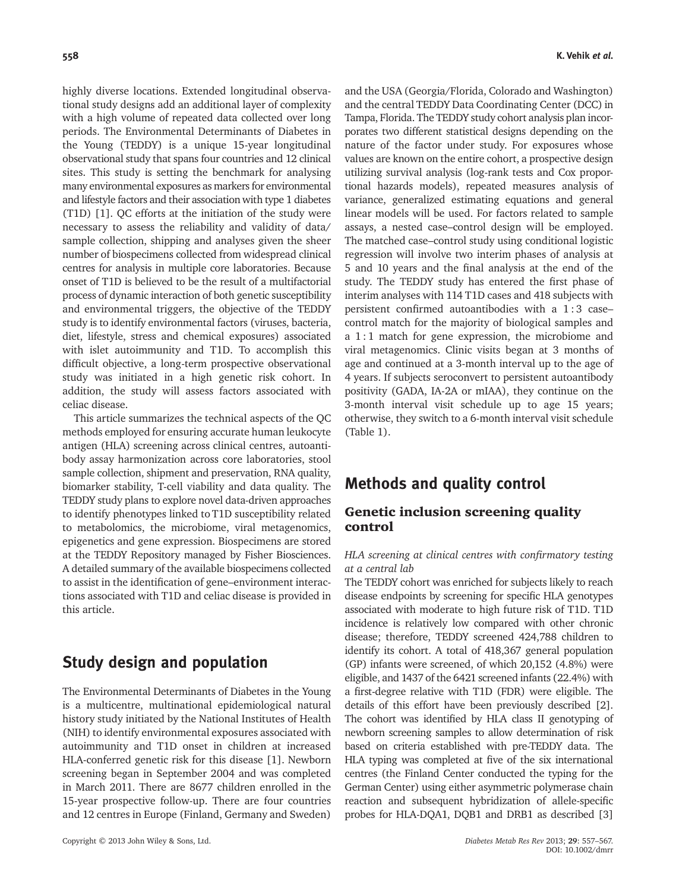highly diverse locations. Extended longitudinal observational study designs add an additional layer of complexity with a high volume of repeated data collected over long periods. The Environmental Determinants of Diabetes in the Young (TEDDY) is a unique 15-year longitudinal observational study that spans four countries and 12 clinical sites. This study is setting the benchmark for analysing many environmental exposures as markers for environmental and lifestyle factors and their association with type 1 diabetes (T1D) [1]. QC efforts at the initiation of the study were necessary to assess the reliability and validity of data/sample collection, shipping and analyses given the sheer number of biospecimens collected from widespread clinical centres for analysis in multiple core laboratories. Because onset of T1D is believed to be the result of a multifactorial process of dynamic interaction of both genetic susceptibility and environmental triggers, the objective of the TEDDY study is to identify environmental factors (viruses, bacteria, diet, lifestyle, stress and chemical exposures) associated with islet autoimmunity and T1D. To accomplish this difficult objective, a long-term prospective observational study was initiated in a high genetic risk cohort. In addition, the study will assess factors associated with celiac disease.

This article summarizes the technical aspects of the QC methods employed for ensuring accurate human leukocyte antigen (HLA) screening across clinical centres, autoantibody assay harmonization across core laboratories, stool sample collection, shipment and preservation, RNA quality, biomarker stability, T-cell viability and data quality. The TEDDY study plans to explore novel data-driven approaches to identify phenotypes linked to T1D susceptibility related to metabolomics, the microbiome, viral metagenomics, epigenetics and gene expression. Biospecimens are stored at the TEDDY Repository managed by Fisher Biosciences. A detailed summary of the available biospecimens collected to assist in the identification of gene–environment interactions associated with T1D and celiac disease is provided in this article.

## Study design and population

The Environmental Determinants of Diabetes in the Young is a multicentre, multinational epidemiological natural history study initiated by the National Institutes of Health (NIH) to identify environmental exposures associated with autoimmunity and T1D onset in children at increased HLA-conferred genetic risk for this disease [1]. Newborn screening began in September 2004 and was completed in March 2011. There are 8677 children enrolled in the 15-year prospective follow-up. There are four countries and 12 centres in Europe (Finland, Germany and Sweden) and the USA (Georgia/Florida, Colorado and Washington) and the central TEDDY Data Coordinating Center (DCC) in Tampa, Florida. The TEDDY study cohort analysis plan incorporates two different statistical designs depending on the nature of the factor under study. For exposures whose values are known on the entire cohort, a prospective design utilizing survival analysis (log-rank tests and Cox proportional hazards models), repeated measures analysis of variance, generalized estimating equations and general linear models will be used. For factors related to sample assays, a nested case–control design will be employed. The matched case–control study using conditional logistic regression will involve two interim phases of analysis at 5 and 10 years and the final analysis at the end of the study. The TEDDY study has entered the first phase of interim analyses with 114 T1D cases and 418 subjects with persistent confirmed autoantibodies with a 1 : 3 case–control match for the majority of biological samples and a 1 : 1 match for gene expression, the microbiome and viral metagenomics. Clinic visits began at 3 months of age and continued at a 3-month interval up to the age of 4 years. If subjects seroconvert to persistent autoantibody positivity (GADA, IA-2A or mIAA), they continue on the 3-month interval visit schedule up to age 15 years; otherwise, they switch to a 6-month interval visit schedule (Table 1).

## Methods and quality control

### Genetic inclusion screening quality control

*HLA screening at clinical centres with confirmatory testing at a central lab*

The TEDDY cohort was enriched for subjects likely to reach disease endpoints by screening for specific HLA genotypes associated with moderate to high future risk of T1D. T1D incidence is relatively low compared with other chronic disease; therefore, TEDDY screened 424,788 children to identify its cohort. A total of 418,367 general population (GP) infants were screened, of which 20,152 (4.8%) were eligible, and 1437 of the 6421 screened infants (22.4%) with a first-degree relative with T1D (FDR) were eligible. The details of this effort have been previously described [2]. The cohort was identified by HLA class II genotyping of newborn screening samples to allow determination of risk based on criteria established with pre-TEDDY data. The HLA typing was completed at five of the six international centres (the Finland Center conducted the typing for the German Center) using either asymmetric polymerase chain reaction and subsequent hybridization of allele-specific probes for HLA-DQA1, DQB1 and DRB1 as described [3]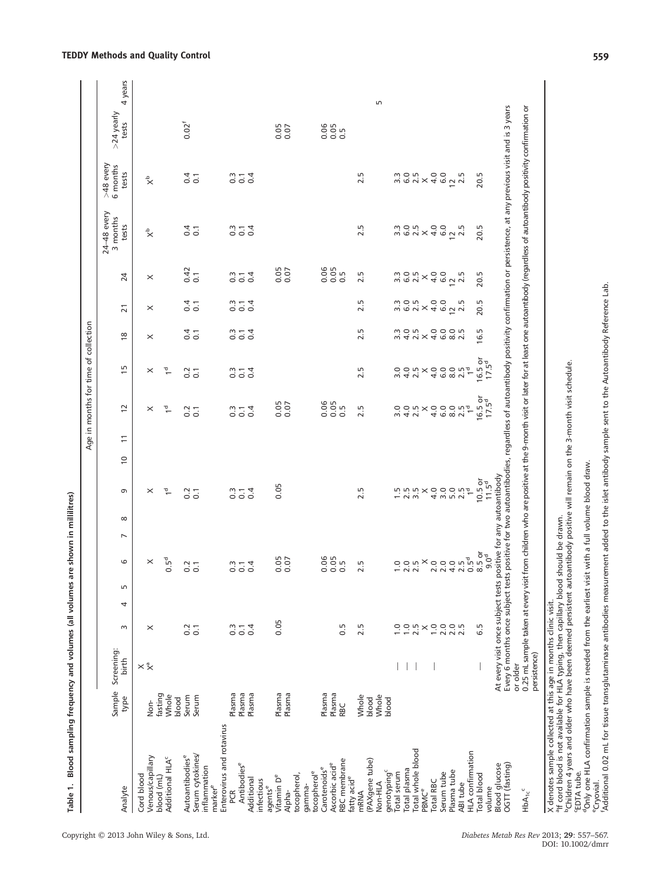**Table 1. Blood sampling frequency and volumes (all volumes are shown in millilitres)**

| Analyte | Sample type | Age in months for time of collection | | | | | | | | | | | | | | | | | | |
|---|---|---|---|---|---|---|---|---|---|---|---|---|---|---|---|---|---|---|---|---|
| | | Screening: birth | 3 | 4 | 5 | 6 | 7 | 8 | 9 | 10 | 11 | 12 | 15 | 18 | 21 | 24 | 24–48 every 3 months tests | >48 every 6 months tests | >24 yearly tests | 4 years |
| Cord blood | Non-fasting | X | | | | | | | | | | | | | | | | | | |
| Venous/capillary blood (mL) | | X[a] | X | | | X | | | X | | | X | X | X | X | X | X[b] | X[b] | | |
| Additional HLA[c] | Whole blood | | | | | 0.5[d] | | | 1[d] | | | 1[d] | 1[d] | | | | | | | |
| Autoantibodies[e] | Serum | | 0.2 | | | 0.2 | | | 0.2 | | | 0.2 | 0.2 | 0.4 | 0.4 | 0.42 | 0.4 | 0.4 | 0.02[f] | |
| Serum cytokines/inflammation marker[e] | Serum | | 0.1 | | | 0.1 | | | 0.1 | | | 0.1 | 0.1 | 0.1 | 0.1 | 0.1 | 0.1 | 0.1 | | |
| Enterovirus and rotavirus PCR | Plasma | | 0.3 | | | 0.3 | | | 0.3 | | | 0.3 | 0.3 | 0.3 | 0.3 | 0.3 | 0.3 | 0.3 | | |
| Antibodies[e] | Plasma | | 0.1 | | | 0.1 | | | 0.1 | | | 0.1 | 0.1 | 0.1 | 0.1 | 0.1 | 0.1 | 0.1 | | |
| Additional infectious agents[e] | Plasma | | 0.4 | | | 0.4 | | | 0.4 | | | 0.4 | 0.4 | 0.4 | 0.4 | 0.4 | 0.4 | 0.4 | | |
| Vitamin D[e] | Plasma | | 0.05 | | | 0.05 | | | 0.05 | | | 0.05 | | | | 0.05 | | | 0.05 | |
| Alpha-tocopherol, gamma-tocopherol[e] | Plasma | | | | | 0.07 | | | | | | 0.07 | | | | 0.07 | | | 0.07 | |
| Carotenoids[e] | Plasma | | | | | 0.06 | | | | | | 0.06 | | | | 0.06 | | | 0.06 | |
| Ascorbic acid[e] | Plasma | | | | | 0.05 | | | | | | 0.05 | | | | 0.05 | | | 0.05 | |
| RBC membrane fatty acid[e] | RBC | | 0.5 | | | 0.5 | | | | | | 0.5 | | | | 0.5 | | | 0.5 | |
| mRNA (PAXgene tube) | Whole blood | | 2.5 | | | 2.5 | | | 2.5 | | | 2.5 | 2.5 | 2.5 | 2.5 | 2.5 | 2.5 | 2.5 | | |
| Non-HLA genotyping[c] | Whole blood | | | | | | | | | | | | | | | | | | | 5 |
| Total serum | | — | 1.0 | | | 1.0 | | | 1.5 | | | 3.0 | 3.0 | 3.3 | 3.3 | 3.3 | 3.3 | 3.3 | | |
| Total plasma | | — | 1.0 | | | 2.0 | | | 2.5 | | | 4.0 | 4.0 | 4.0 | 6.0 | 6.0 | 6.0 | 6.0 | | |
| Total whole blood | | — | 2.5 | | | 2.5 | | | 3.5 | | | 2.5 | 2.5 | 2.5 | 2.5 | 2.5 | 2.5 | 2.5 | | |
| PBMC[e] | | | X | | | X | | | X | | | X | X | X | X | X | X | X | | |
| Total RBC | | — | 1.0 | | | 2.0 | | | 4.0 | | | 4.0 | 4.0 | 4.0 | 4.0 | 4.0 | 4.0 | 4.0 | | |
| Serum tube | | | 2.0 | | | 2.0 | | | 3.0 | | | 6.0 | 6.0 | 6.0 | 6.0 | 6.0 | 6.0 | 6.0 | | |
| Plasma tube | | | 2.0 | | | 4.0 | | | 5.0 | | | 8.0 | 8.0 | 8.0 | 12 | 12 | 12 | 12 | | |
| ABI tube | | | 2.5 | | | 2.5 | | | 2.5 | | | 2.5 | 2.5 | 2.5 | 2.5 | 2.5 | 2.5 | 2.5 | | |
| HLA confirmation | | | | | | 0.5[d] | | | 1[d] | | | 1[d] | 1[d] | | | | | | | |
| Total blood volume | | — | 6.5 | | | 8.5 or 9.0[d] | | | 10.5 or 11.5[d] | | | 16.5 or 17.5[d] | 16.5 or 17.5[d] | 16.5 | 20.5 | 20.5 | 20.5 | 20.5 | | |
| Blood glucose OGTT (fasting) | | At every visit once subject tests positive for any autoantibody. Every 6 months once subject tests positive for two autoantibodies, regardless of autoantibody positivity confirmation or persistence, at any previous visit and is 3 years or older | | | | | | | | | | | | | | | | | | |
| $HbA_{1c}$[c] | | 0.25 mL sample taken at every visit from children who are positive at the 9-month visit or later for at least one autoantibody (regardless of autoantibody positivity confirmation or persistence) | | | | | | | | | | | | | | | | | | |

X denotes sample collected at this age in months clinic visit.
[a]If cord blood is not available for HLA typing, then capillary blood should be drawn.
[b]Children 4 years and older who have been deemed persistent autoantibody positive will remain on the 3-month visit schedule.
[c]EDTA tube.
[d]Only one HLA confirmation sample is needed from the earliest visit with a full volume blood draw.
[e]Cryovial.
[f]Additional 0.02 mL for tissue transglutaminase antibodies measurement added to the islet antibody sample sent to the Autoantibody Reference Lab.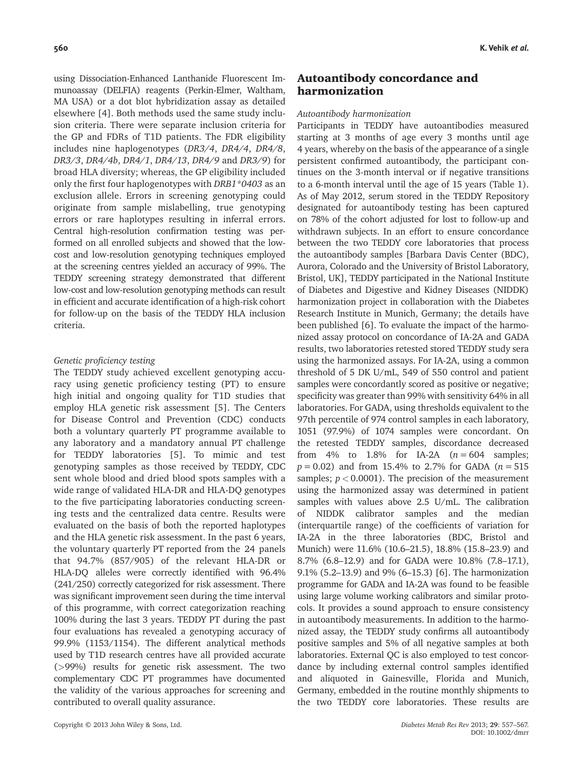using Dissociation-Enhanced Lanthanide Fluorescent Immunoassay (DELFIA) reagents (Perkin-Elmer, Waltham, MA USA) or a dot blot hybridization assay as detailed elsewhere [4]. Both methods used the same study inclusion criteria. There were separate inclusion criteria for the GP and FDRs of T1D patients. The FDR eligibility includes nine haplogenotypes (*DR3/4*, *DR4/4*, *DR4/8*, *DR3/3*, *DR4/4b*, *DR4/1*, *DR4/13*, *DR4/9* and *DR3/9*) for broad HLA diversity; whereas, the GP eligibility included only the first four haplogenotypes with *DRB1*0403* as an exclusion allele. Errors in screening genotyping could originate from sample mislabelling, true genotyping errors or rare haplotypes resulting in inferral errors. Central high-resolution confirmation testing was performed on all enrolled subjects and showed that the low-cost and low-resolution genotyping techniques employed at the screening centres yielded an accuracy of 99%. The TEDDY screening strategy demonstrated that different low-cost and low-resolution genotyping methods can result in efficient and accurate identification of a high-risk cohort for follow-up on the basis of the TEDDY HLA inclusion criteria.

*Genetic proficiency testing*

The TEDDY study achieved excellent genotyping accuracy using genetic proficiency testing (PT) to ensure high initial and ongoing quality for T1D studies that employ HLA genetic risk assessment [5]. The Centers for Disease Control and Prevention (CDC) conducts both a voluntary quarterly PT programme available to any laboratory and a mandatory annual PT challenge for TEDDY laboratories [5]. To mimic and test genotyping samples as those received by TEDDY, CDC sent whole blood and dried blood spots samples with a wide range of validated HLA-DR and HLA-DQ genotypes to the five participating laboratories conducting screening tests and the centralized data centre. Results were evaluated on the basis of both the reported haplotypes and the HLA genetic risk assessment. In the past 6 years, the voluntary quarterly PT reported from the 24 panels that 94.7% (857/905) of the relevant HLA-DR or HLA-DQ alleles were correctly identified with 96.4% (241/250) correctly categorized for risk assessment. There was significant improvement seen during the time interval of this programme, with correct categorization reaching 100% during the last 3 years. TEDDY PT during the past four evaluations has revealed a genotyping accuracy of 99.9% (1153/1154). The different analytical methods used by T1D research centres have all provided accurate (>99%) results for genetic risk assessment. The two complementary CDC PT programmes have documented the validity of the various approaches for screening and contributed to overall quality assurance.

## Autoantibody concordance and harmonization

*Autoantibody harmonization*

Participants in TEDDY have autoantibodies measured starting at 3 months of age every 3 months until age 4 years, whereby on the basis of the appearance of a single persistent confirmed autoantibody, the participant continues on the 3-month interval or if negative transitions to a 6-month interval until the age of 15 years (Table 1). As of May 2012, serum stored in the TEDDY Repository designated for autoantibody testing has been captured on 78% of the cohort adjusted for lost to follow-up and withdrawn subjects. In an effort to ensure concordance between the two TEDDY core laboratories that process the autoantibody samples [Barbara Davis Center (BDC), Aurora, Colorado and the University of Bristol Laboratory, Bristol, UK], TEDDY participated in the National Institute of Diabetes and Digestive and Kidney Diseases (NIDDK) harmonization project in collaboration with the Diabetes Research Institute in Munich, Germany; the details have been published [6]. To evaluate the impact of the harmonized assay protocol on concordance of IA-2A and GADA results, two laboratories retested stored TEDDY study sera using the harmonized assays. For IA-2A, using a common threshold of 5 DK U/mL, 549 of 550 control and patient samples were concordantly scored as positive or negative; specificity was greater than 99% with sensitivity 64% in all laboratories. For GADA, using thresholds equivalent to the 97th percentile of 974 control samples in each laboratory, 1051 (97.9%) of 1074 samples were concordant. On the retested TEDDY samples, discordance decreased from 4% to 1.8% for IA-2A ($n = 604$ samples; $p = 0.02$) and from 15.4% to 2.7% for GADA ($n = 515$ samples; $p < 0.0001$). The precision of the measurement using the harmonized assay was determined in patient samples with values above 2.5 U/mL. The calibration of NIDDK calibrator samples and the median (interquartile range) of the coefficients of variation for IA-2A in the three laboratories (BDC, Bristol and Munich) were 11.6% (10.6–21.5), 18.8% (15.8–23.9) and 8.7% (6.8–12.9) and for GADA were 10.8% (7.8–17.1), 9.1% (5.2–13.9) and 9% (6–15.3) [6]. The harmonization programme for GADA and IA-2A was found to be feasible using large volume working calibrators and similar protocols. It provides a sound approach to ensure consistency in autoantibody measurements. In addition to the harmonized assay, the TEDDY study confirms all autoantibody positive samples and 5% of all negative samples at both laboratories. External QC is also employed to test concordance by including external control samples identified and aliquoted in Gainesville, Florida and Munich, Germany, embedded in the routine monthly shipments to the two TEDDY core laboratories. These results are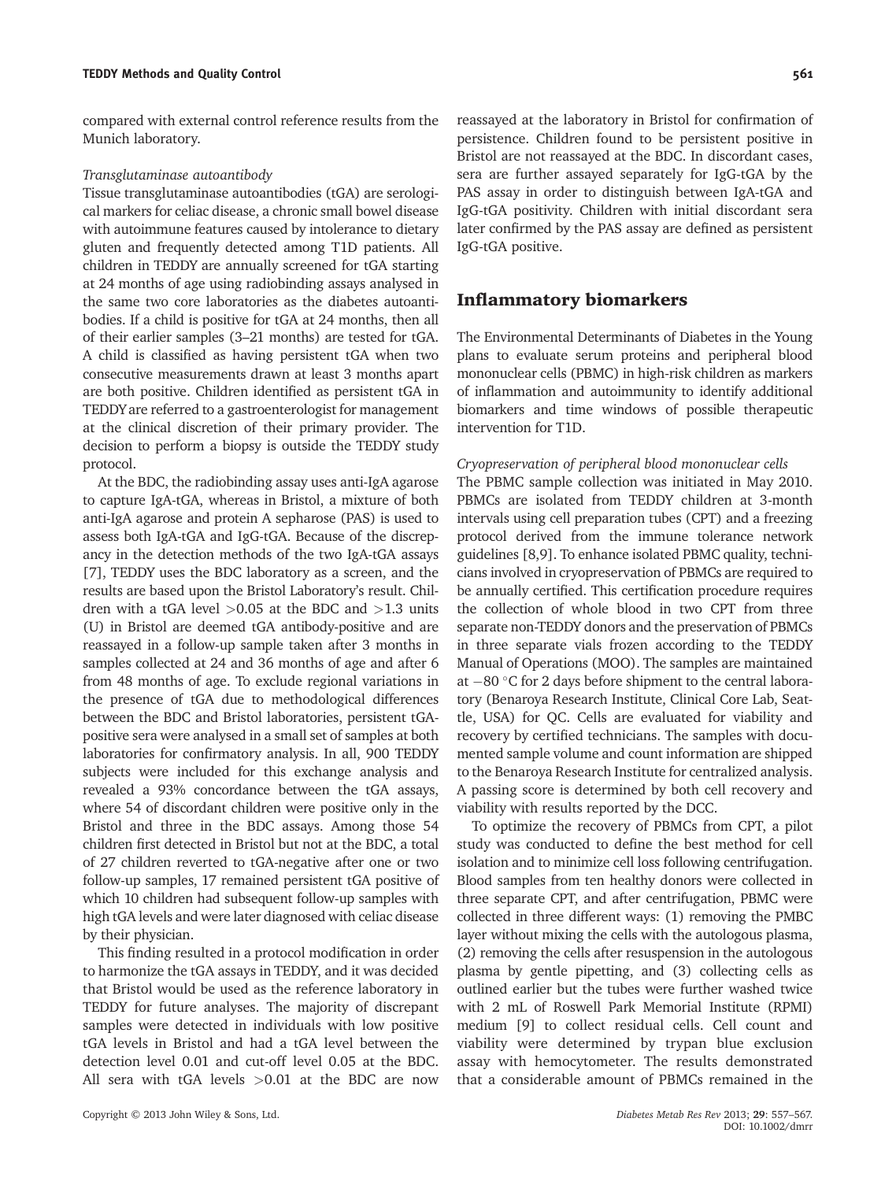compared with external control reference results from the Munich laboratory.

*Transglutaminase autoantibody*

Tissue transglutaminase autoantibodies (tGA) are serological markers for celiac disease, a chronic small bowel disease with autoimmune features caused by intolerance to dietary gluten and frequently detected among T1D patients. All children in TEDDY are annually screened for tGA starting at 24 months of age using radiobinding assays analysed in the same two core laboratories as the diabetes autoantibodies. If a child is positive for tGA at 24 months, then all of their earlier samples (3–21 months) are tested for tGA. A child is classified as having persistent tGA when two consecutive measurements drawn at least 3 months apart are both positive. Children identified as persistent tGA in TEDDY are referred to a gastroenterologist for management at the clinical discretion of their primary provider. The decision to perform a biopsy is outside the TEDDY study protocol.

At the BDC, the radiobinding assay uses anti-IgA agarose to capture IgA-tGA, whereas in Bristol, a mixture of both anti-IgA agarose and protein A sepharose (PAS) is used to assess both IgA-tGA and IgG-tGA. Because of the discrepancy in the detection methods of the two IgA-tGA assays [7], TEDDY uses the BDC laboratory as a screen, and the results are based upon the Bristol Laboratory's result. Children with a tGA level >0.05 at the BDC and >1.3 units (U) in Bristol are deemed tGA antibody-positive and are reassayed in a follow-up sample taken after 3 months in samples collected at 24 and 36 months of age and after 6 from 48 months of age. To exclude regional variations in the presence of tGA due to methodological differences between the BDC and Bristol laboratories, persistent tGA-positive sera were analysed in a small set of samples at both laboratories for confirmatory analysis. In all, 900 TEDDY subjects were included for this exchange analysis and revealed a 93% concordance between the tGA assays, where 54 of discordant children were positive only in the Bristol and three in the BDC assays. Among those 54 children first detected in Bristol but not at the BDC, a total of 27 children reverted to tGA-negative after one or two follow-up samples, 17 remained persistent tGA positive of which 10 children had subsequent follow-up samples with high tGA levels and were later diagnosed with celiac disease by their physician.

This finding resulted in a protocol modification in order to harmonize the tGA assays in TEDDY, and it was decided that Bristol would be used as the reference laboratory in TEDDY for future analyses. The majority of discrepant samples were detected in individuals with low positive tGA levels in Bristol and had a tGA level between the detection level 0.01 and cut-off level 0.05 at the BDC. All sera with tGA levels >0.01 at the BDC are now reassayed at the laboratory in Bristol for confirmation of persistence. Children found to be persistent positive in Bristol are not reassayed at the BDC. In discordant cases, sera are further assayed separately for IgG-tGA by the PAS assay in order to distinguish between IgA-tGA and IgG-tGA positivity. Children with initial discordant sera later confirmed by the PAS assay are defined as persistent IgG-tGA positive.

## Inflammatory biomarkers

The Environmental Determinants of Diabetes in the Young plans to evaluate serum proteins and peripheral blood mononuclear cells (PBMC) in high-risk children as markers of inflammation and autoimmunity to identify additional biomarkers and time windows of possible therapeutic intervention for T1D.

*Cryopreservation of peripheral blood mononuclear cells*

The PBMC sample collection was initiated in May 2010. PBMCs are isolated from TEDDY children at 3-month intervals using cell preparation tubes (CPT) and a freezing protocol derived from the immune tolerance network guidelines [8,9]. To enhance isolated PBMC quality, technicians involved in cryopreservation of PBMCs are required to be annually certified. This certification procedure requires the collection of whole blood in two CPT from three separate non-TEDDY donors and the preservation of PBMCs in three separate vials frozen according to the TEDDY Manual of Operations (MOO). The samples are maintained at −80 °C for 2 days before shipment to the central laboratory (Benaroya Research Institute, Clinical Core Lab, Seattle, USA) for QC. Cells are evaluated for viability and recovery by certified technicians. The samples with documented sample volume and count information are shipped to the Benaroya Research Institute for centralized analysis. A passing score is determined by both cell recovery and viability with results reported by the DCC.

To optimize the recovery of PBMCs from CPT, a pilot study was conducted to define the best method for cell isolation and to minimize cell loss following centrifugation. Blood samples from ten healthy donors were collected in three separate CPT, and after centrifugation, PBMC were collected in three different ways: (1) removing the PMBC layer without mixing the cells with the autologous plasma, (2) removing the cells after resuspension in the autologous plasma by gentle pipetting, and (3) collecting cells as outlined earlier but the tubes were further washed twice with 2 mL of Roswell Park Memorial Institute (RPMI) medium [9] to collect residual cells. Cell count and viability were determined by trypan blue exclusion assay with hemocytometer. The results demonstrated that a considerable amount of PBMCs remained in the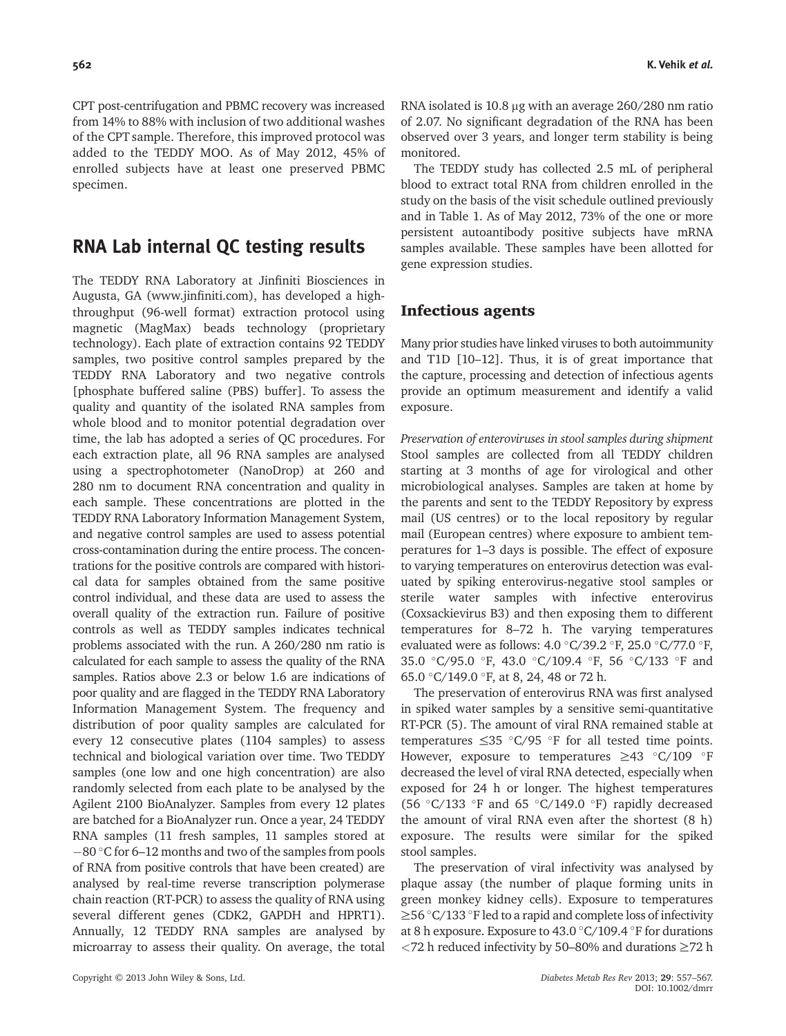CPT post-centrifugation and PBMC recovery was increased from 14% to 88% with inclusion of two additional washes of the CPT sample. Therefore, this improved protocol was added to the TEDDY MOO. As of May 2012, 45% of enrolled subjects have at least one preserved PBMC specimen.

## RNA Lab internal QC testing results

The TEDDY RNA Laboratory at Jinfiniti Biosciences in Augusta, GA (www.jinfiniti.com), has developed a high-throughput (96-well format) extraction protocol using magnetic (MagMax) beads technology (proprietary technology). Each plate of extraction contains 92 TEDDY samples, two positive control samples prepared by the TEDDY RNA Laboratory and two negative controls [phosphate buffered saline (PBS) buffer]. To assess the quality and quantity of the isolated RNA samples from whole blood and to monitor potential degradation over time, the lab has adopted a series of QC procedures. For each extraction plate, all 96 RNA samples are analysed using a spectrophotometer (NanoDrop) at 260 and 280 nm to document RNA concentration and quality in each sample. These concentrations are plotted in the TEDDY RNA Laboratory Information Management System, and negative control samples are used to assess potential cross-contamination during the entire process. The concentrations for the positive controls are compared with historical data for samples obtained from the same positive control individual, and these data are used to assess the overall quality of the extraction run. Failure of positive controls as well as TEDDY samples indicates technical problems associated with the run. A 260/280 nm ratio is calculated for each sample to assess the quality of the RNA samples. Ratios above 2.3 or below 1.6 are indications of poor quality and are flagged in the TEDDY RNA Laboratory Information Management System. The frequency and distribution of poor quality samples are calculated for every 12 consecutive plates (1104 samples) to assess technical and biological variation over time. Two TEDDY samples (one low and one high concentration) are also randomly selected from each plate to be analysed by the Agilent 2100 BioAnalyzer. Samples from every 12 plates are batched for a BioAnalyzer run. Once a year, 24 TEDDY RNA samples (11 fresh samples, 11 samples stored at −80 °C for 6–12 months and two of the samples from pools of RNA from positive controls that have been created) are analysed by real-time reverse transcription polymerase chain reaction (RT-PCR) to assess the quality of RNA using several different genes (CDK2, GAPDH and HPRT1). Annually, 12 TEDDY RNA samples are analysed by microarray to assess their quality. On average, the total RNA isolated is 10.8 μg with an average 260/280 nm ratio of 2.07. No significant degradation of the RNA has been observed over 3 years, and longer term stability is being monitored.

The TEDDY study has collected 2.5 mL of peripheral blood to extract total RNA from children enrolled in the study on the basis of the visit schedule outlined previously and in Table 1. As of May 2012, 73% of the one or more persistent autoantibody positive subjects have mRNA samples available. These samples have been allotted for gene expression studies.

## Infectious agents

Many prior studies have linked viruses to both autoimmunity and T1D [10–12]. Thus, it is of great importance that the capture, processing and detection of infectious agents provide an optimum measurement and identify a valid exposure.

*Preservation of enteroviruses in stool samples during shipment* Stool samples are collected from all TEDDY children starting at 3 months of age for virological and other microbiological analyses. Samples are taken at home by the parents and sent to the TEDDY Repository by express mail (US centres) or to the local repository by regular mail (European centres) where exposure to ambient temperatures for 1–3 days is possible. The effect of exposure to varying temperatures on enterovirus detection was evaluated by spiking enterovirus-negative stool samples or sterile water samples with infective enterovirus (Coxsackievirus B3) and then exposing them to different temperatures for 8–72 h. The varying temperatures evaluated were as follows: 4.0 °C/39.2 °F, 25.0 °C/77.0 °F, 35.0 °C/95.0 °F, 43.0 °C/109.4 °F, 56 °C/133 °F and 65.0 °C/149.0 °F, at 8, 24, 48 or 72 h.

The preservation of enterovirus RNA was first analysed in spiked water samples by a sensitive semi-quantitative RT-PCR (5). The amount of viral RNA remained stable at temperatures ≤35 °C/95 °F for all tested time points. However, exposure to temperatures ≥43 °C/109 °F decreased the level of viral RNA detected, especially when exposed for 24 h or longer. The highest temperatures (56 °C/133 °F and 65 °C/149.0 °F) rapidly decreased the amount of viral RNA even after the shortest (8 h) exposure. The results were similar for the spiked stool samples.

The preservation of viral infectivity was analysed by plaque assay (the number of plaque forming units in green monkey kidney cells). Exposure to temperatures ≥56 °C/133 °F led to a rapid and complete loss of infectivity at 8 h exposure. Exposure to 43.0 °C/109.4 °F for durations <72 h reduced infectivity by 50–80% and durations ≥72 h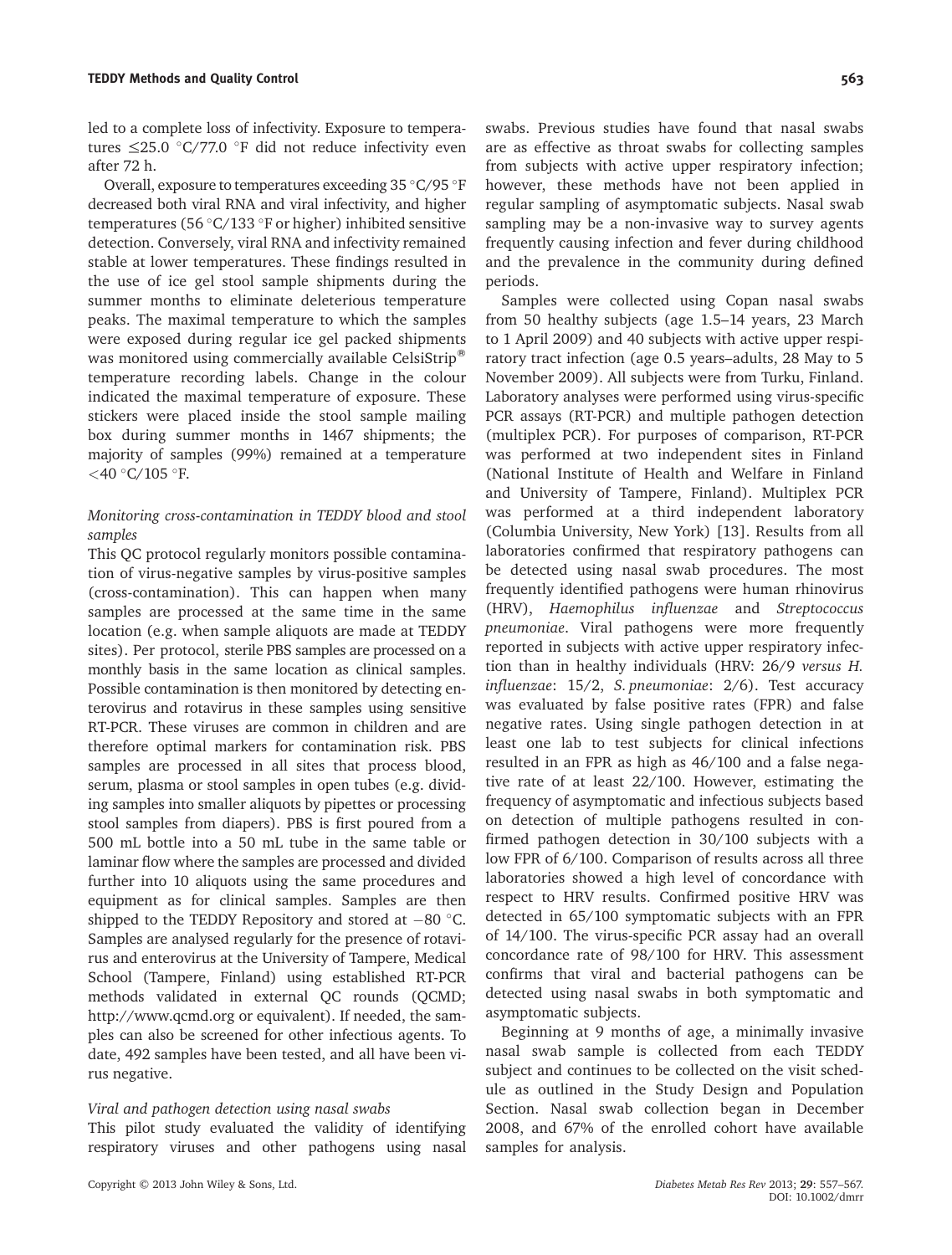led to a complete loss of infectivity. Exposure to temperatures ≤25.0 °C/77.0 °F did not reduce infectivity even after 72 h.

Overall, exposure to temperatures exceeding 35 °C/95 °F decreased both viral RNA and viral infectivity, and higher temperatures (56 °C/133 °F or higher) inhibited sensitive detection. Conversely, viral RNA and infectivity remained stable at lower temperatures. These findings resulted in the use of ice gel stool sample shipments during the summer months to eliminate deleterious temperature peaks. The maximal temperature to which the samples were exposed during regular ice gel packed shipments was monitored using commercially available CelsiStrip® temperature recording labels. Change in the colour indicated the maximal temperature of exposure. These stickers were placed inside the stool sample mailing box during summer months in 1467 shipments; the majority of samples (99%) remained at a temperature <40 °C/105 °F.

*Monitoring cross-contamination in TEDDY blood and stool samples*

This QC protocol regularly monitors possible contamination of virus-negative samples by virus-positive samples (cross-contamination). This can happen when many samples are processed at the same time in the same location (e.g. when sample aliquots are made at TEDDY sites). Per protocol, sterile PBS samples are processed on a monthly basis in the same location as clinical samples. Possible contamination is then monitored by detecting enterovirus and rotavirus in these samples using sensitive RT-PCR. These viruses are common in children and are therefore optimal markers for contamination risk. PBS samples are processed in all sites that process blood, serum, plasma or stool samples in open tubes (e.g. dividing samples into smaller aliquots by pipettes or processing stool samples from diapers). PBS is first poured from a 500 mL bottle into a 50 mL tube in the same table or laminar flow where the samples are processed and divided further into 10 aliquots using the same procedures and equipment as for clinical samples. Samples are then shipped to the TEDDY Repository and stored at −80 °C. Samples are analysed regularly for the presence of rotavirus and enterovirus at the University of Tampere, Medical School (Tampere, Finland) using established RT-PCR methods validated in external QC rounds (QCMD; http://www.qcmd.org or equivalent). If needed, the samples can also be screened for other infectious agents. To date, 492 samples have been tested, and all have been virus negative.

*Viral and pathogen detection using nasal swabs*

This pilot study evaluated the validity of identifying respiratory viruses and other pathogens using nasal swabs. Previous studies have found that nasal swabs are as effective as throat swabs for collecting samples from subjects with active upper respiratory infection; however, these methods have not been applied in regular sampling of asymptomatic subjects. Nasal swab sampling may be a non-invasive way to survey agents frequently causing infection and fever during childhood and the prevalence in the community during defined periods.

Samples were collected using Copan nasal swabs from 50 healthy subjects (age 1.5–14 years, 23 March to 1 April 2009) and 40 subjects with active upper respiratory tract infection (age 0.5 years–adults, 28 May to 5 November 2009). All subjects were from Turku, Finland. Laboratory analyses were performed using virus-specific PCR assays (RT-PCR) and multiple pathogen detection (multiplex PCR). For purposes of comparison, RT-PCR was performed at two independent sites in Finland (National Institute of Health and Welfare in Finland and University of Tampere, Finland). Multiplex PCR was performed at a third independent laboratory (Columbia University, New York) [13]. Results from all laboratories confirmed that respiratory pathogens can be detected using nasal swab procedures. The most frequently identified pathogens were human rhinovirus (HRV), *Haemophilus influenzae* and *Streptococcus pneumoniae*. Viral pathogens were more frequently reported in subjects with active upper respiratory infection than in healthy individuals (HRV: 26/9 *versus H. influenzae*: 15/2, *S. pneumoniae*: 2/6). Test accuracy was evaluated by false positive rates (FPR) and false negative rates. Using single pathogen detection in at least one lab to test subjects for clinical infections resulted in an FPR as high as 46/100 and a false negative rate of at least 22/100. However, estimating the frequency of asymptomatic and infectious subjects based on detection of multiple pathogens resulted in confirmed pathogen detection in 30/100 subjects with a low FPR of 6/100. Comparison of results across all three laboratories showed a high level of concordance with respect to HRV results. Confirmed positive HRV was detected in 65/100 symptomatic subjects with an FPR of 14/100. The virus-specific PCR assay had an overall concordance rate of 98/100 for HRV. This assessment confirms that viral and bacterial pathogens can be detected using nasal swabs in both symptomatic and asymptomatic subjects.

Beginning at 9 months of age, a minimally invasive nasal swab sample is collected from each TEDDY subject and continues to be collected on the visit schedule as outlined in the Study Design and Population Section. Nasal swab collection began in December 2008, and 67% of the enrolled cohort have available samples for analysis.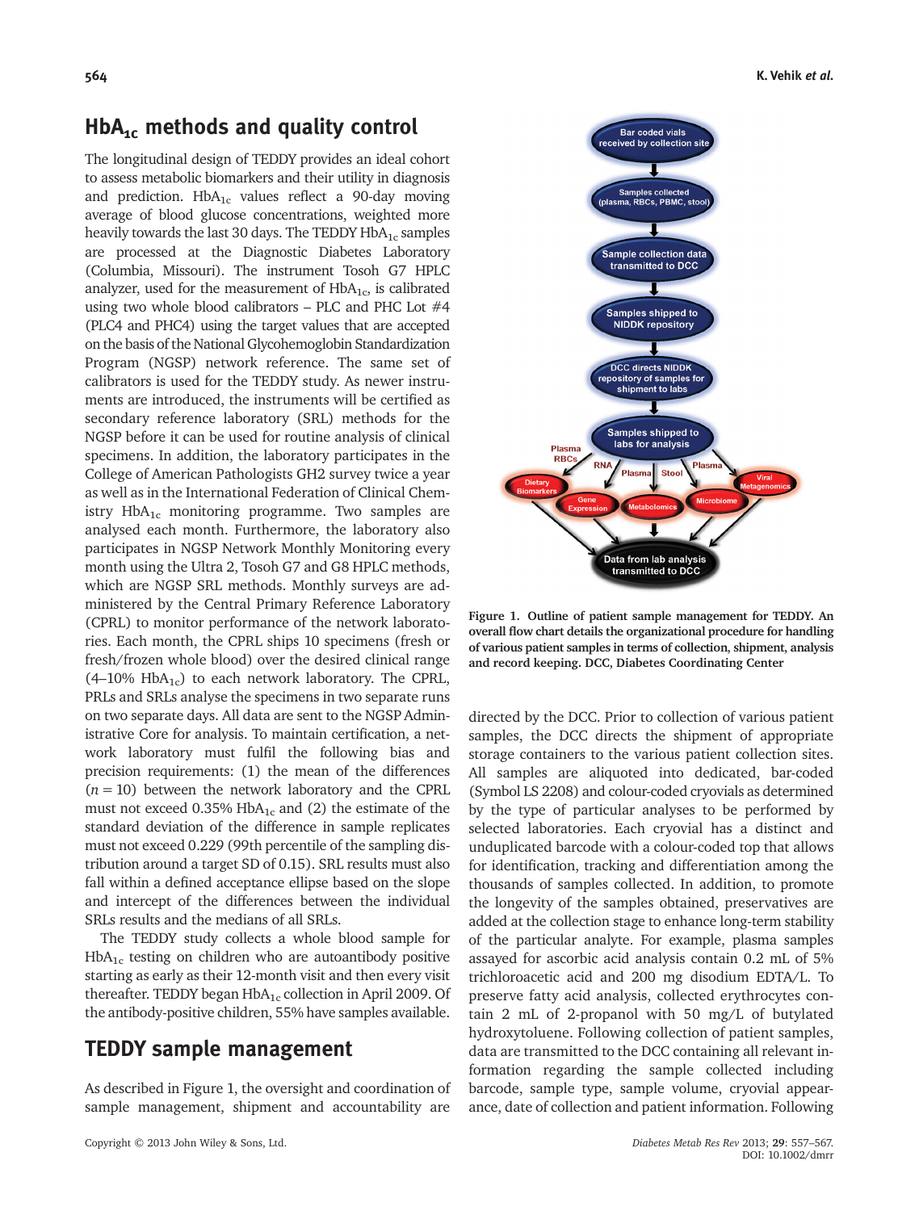## $HbA_{1c}$ methods and quality control

The longitudinal design of TEDDY provides an ideal cohort to assess metabolic biomarkers and their utility in diagnosis and prediction. $HbA_{1c}$ values reflect a 90-day moving average of blood glucose concentrations, weighted more heavily towards the last 30 days. The TEDDY $HbA_{1c}$ samples are processed at the Diagnostic Diabetes Laboratory (Columbia, Missouri). The instrument Tosoh G7 HPLC analyzer, used for the measurement of $HbA_{1c}$, is calibrated using two whole blood calibrators – PLC and PHC Lot #4 (PLC4 and PHC4) using the target values that are accepted on the basis of the National Glycohemoglobin Standardization Program (NGSP) network reference. The same set of calibrators is used for the TEDDY study. As newer instruments are introduced, the instruments will be certified as secondary reference laboratory (SRL) methods for the NGSP before it can be used for routine analysis of clinical specimens. In addition, the laboratory participates in the College of American Pathologists GH2 survey twice a year as well as in the International Federation of Clinical Chemistry $HbA_{1c}$ monitoring programme. Two samples are analysed each month. Furthermore, the laboratory also participates in NGSP Network Monthly Monitoring every month using the Ultra 2, Tosoh G7 and G8 HPLC methods, which are NGSP SRL methods. Monthly surveys are administered by the Central Primary Reference Laboratory (CPRL) to monitor performance of the network laboratories. Each month, the CPRL ships 10 specimens (fresh or fresh/frozen whole blood) over the desired clinical range (4–10% $HbA_{1c}$) to each network laboratory. The CPRL, PRLs and SRLs analyse the specimens in two separate runs on two separate days. All data are sent to the NGSP Administrative Core for analysis. To maintain certification, a network laboratory must fulfil the following bias and precision requirements: (1) the mean of the differences ($n = 10$) between the network laboratory and the CPRL must not exceed 0.35% $HbA_{1c}$ and (2) the estimate of the standard deviation of the difference in sample replicates must not exceed 0.229 (99th percentile of the sampling distribution around a target SD of 0.15). SRL results must also fall within a defined acceptance ellipse based on the slope and intercept of the differences between the individual SRLs results and the medians of all SRLs.

The TEDDY study collects a whole blood sample for $HbA_{1c}$ testing on children who are autoantibody positive starting as early as their 12-month visit and then every visit thereafter. TEDDY began $HbA_{1c}$ collection in April 2009. Of the antibody-positive children, 55% have samples available.

## TEDDY sample management

As described in Figure 1, the oversight and coordination of sample management, shipment and accountability are directed by the DCC. Prior to collection of various patient samples, the DCC directs the shipment of appropriate storage containers to the various patient collection sites. All samples are aliquoted into dedicated, bar-coded (Symbol LS 2208) and colour-coded cryovials as determined by the type of particular analyses to be performed by selected laboratories. Each cryovial has a distinct and unduplicated barcode with a colour-coded top that allows for identification, tracking and differentiation among the thousands of samples collected. In addition, to promote the longevity of the samples obtained, preservatives are added at the collection stage to enhance long-term stability of the particular analyte. For example, plasma samples assayed for ascorbic acid analysis contain 0.2 mL of 5% trichloroacetic acid and 200 mg disodium EDTA/L. To preserve fatty acid analysis, collected erythrocytes contain 2 mL of 2-propanol with 50 mg/L of butylated hydroxytoluene. Following collection of patient samples, data are transmitted to the DCC containing all relevant information regarding the sample collected including barcode, sample type, sample volume, cryovial appearance, date of collection and patient information. Following

Bar coded vials received by collection site → Samples collected (plasma, RBCs, PBMC, stool) → Sample collection data transmitted to DCC → Samples shipped to NIDDK repository → DCC directs NIDDK repository of samples for shipment to labs → Samples shipped to labs for analysis → Plasma RBCs: Dietary Biomarkers; RNA: Gene Expression; Plasma: Metabolomics; Stool: Microbiome; Plasma: Viral Metagenomics → Data from lab analysis transmitted to DCC

**Figure 1. Outline of patient sample management for TEDDY. An overall flow chart details the organizational procedure for handling of various patient samples in terms of collection, shipment, analysis and record keeping. DCC, Diabetes Coordinating Center**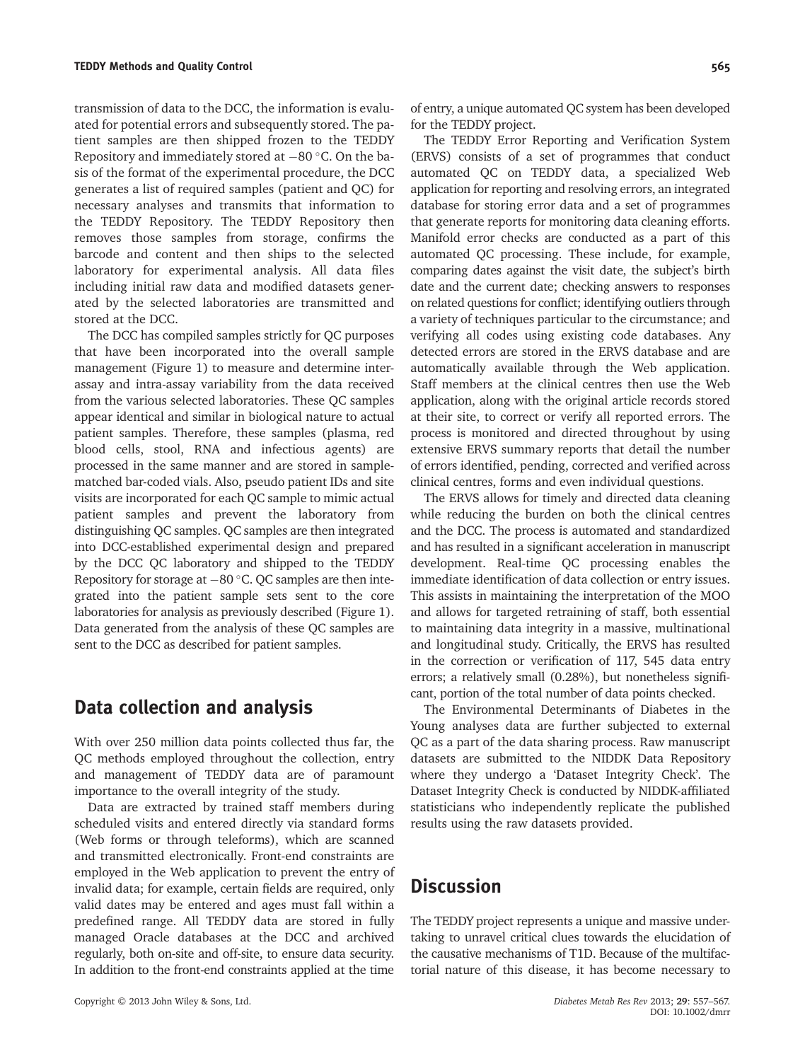transmission of data to the DCC, the information is evaluated for potential errors and subsequently stored. The patient samples are then shipped frozen to the TEDDY Repository and immediately stored at −80 °C. On the basis of the format of the experimental procedure, the DCC generates a list of required samples (patient and QC) for necessary analyses and transmits that information to the TEDDY Repository. The TEDDY Repository then removes those samples from storage, confirms the barcode and content and then ships to the selected laboratory for experimental analysis. All data files including initial raw data and modified datasets generated by the selected laboratories are transmitted and stored at the DCC.

The DCC has compiled samples strictly for QC purposes that have been incorporated into the overall sample management (Figure 1) to measure and determine inter-assay and intra-assay variability from the data received from the various selected laboratories. These QC samples appear identical and similar in biological nature to actual patient samples. Therefore, these samples (plasma, red blood cells, stool, RNA and infectious agents) are processed in the same manner and are stored in sample-matched bar-coded vials. Also, pseudo patient IDs and site visits are incorporated for each QC sample to mimic actual patient samples and prevent the laboratory from distinguishing QC samples. QC samples are then integrated into DCC-established experimental design and prepared by the DCC QC laboratory and shipped to the TEDDY Repository for storage at −80 °C. QC samples are then integrated into the patient sample sets sent to the core laboratories for analysis as previously described (Figure 1). Data generated from the analysis of these QC samples are sent to the DCC as described for patient samples.

## Data collection and analysis

With over 250 million data points collected thus far, the QC methods employed throughout the collection, entry and management of TEDDY data are of paramount importance to the overall integrity of the study.

Data are extracted by trained staff members during scheduled visits and entered directly via standard forms (Web forms or through teleforms), which are scanned and transmitted electronically. Front-end constraints are employed in the Web application to prevent the entry of invalid data; for example, certain fields are required, only valid dates may be entered and ages must fall within a predefined range. All TEDDY data are stored in fully managed Oracle databases at the DCC and archived regularly, both on-site and off-site, to ensure data security. In addition to the front-end constraints applied at the time of entry, a unique automated QC system has been developed for the TEDDY project.

The TEDDY Error Reporting and Verification System (ERVS) consists of a set of programmes that conduct automated QC on TEDDY data, a specialized Web application for reporting and resolving errors, an integrated database for storing error data and a set of programmes that generate reports for monitoring data cleaning efforts. Manifold error checks are conducted as a part of this automated QC processing. These include, for example, comparing dates against the visit date, the subject's birth date and the current date; checking answers to responses on related questions for conflict; identifying outliers through a variety of techniques particular to the circumstance; and verifying all codes using existing code databases. Any detected errors are stored in the ERVS database and are automatically available through the Web application. Staff members at the clinical centres then use the Web application, along with the original article records stored at their site, to correct or verify all reported errors. The process is monitored and directed throughout by using extensive ERVS summary reports that detail the number of errors identified, pending, corrected and verified across clinical centres, forms and even individual questions.

The ERVS allows for timely and directed data cleaning while reducing the burden on both the clinical centres and the DCC. The process is automated and standardized and has resulted in a significant acceleration in manuscript development. Real-time QC processing enables the immediate identification of data collection or entry issues. This assists in maintaining the interpretation of the MOO and allows for targeted retraining of staff, both essential to maintaining data integrity in a massive, multinational and longitudinal study. Critically, the ERVS has resulted in the correction or verification of 117, 545 data entry errors; a relatively small (0.28%), but nonetheless significant, portion of the total number of data points checked.

The Environmental Determinants of Diabetes in the Young analyses data are further subjected to external QC as a part of the data sharing process. Raw manuscript datasets are submitted to the NIDDK Data Repository where they undergo a 'Dataset Integrity Check'. The Dataset Integrity Check is conducted by NIDDK-affiliated statisticians who independently replicate the published results using the raw datasets provided.

## Discussion

The TEDDY project represents a unique and massive undertaking to unravel critical clues towards the elucidation of the causative mechanisms of T1D. Because of the multifactorial nature of this disease, it has become necessary to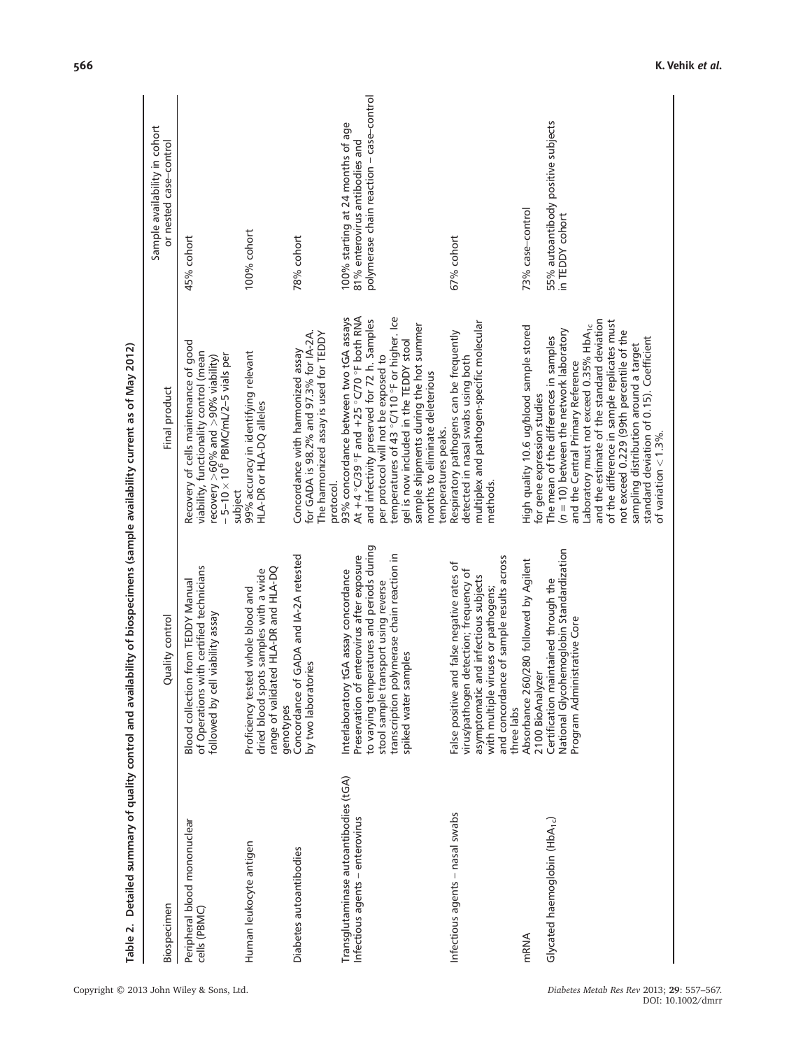**Table 2. Detailed summary of quality control and availability of biospecimens (sample availability current as of May 2012)**

| Biospecimen | Quality control | Final product | Sample availability in cohort or nested case–control |
|---|---|---|---|
| Peripheral blood mononuclear cells (PBMC) | Blood collection from TEDDY Manual of Operations with certified technicians followed by cell viability assay | Recovery of cells maintenance of good viability, functionality control (mean recovery >60% and >90% viability) $-5$–$10 \times 10^6$ PBMC/mL/2–5 vials per subject | 45% cohort |
| Human leukocyte antigen | Proficiency tested whole blood and dried blood spots samples with a wide range of validated HLA-DR and HLA-DQ genotypes | 99% accuracy in identifying relevant HLA-DR or HLA-DQ alleles | 100% cohort |
| Diabetes autoantibodies | Concordance of GADA and IA-2A retested by two laboratories | Concordance with harmonized assay for GADA is 98.2% and 97.3% for IA-2A. The harmonized assay is used for TEDDY protocol. | 78% cohort |
| Transglutaminase autoantibodies (tGA) Infectious agents – enterovirus | Interlaboratory tGA assay concordance Preservation of enterovirus after exposure to varying temperatures and periods during stool sample transport using reverse transcription polymerase chain reaction in spiked water samples | 93% concordance between two tGA assays At +4 °C/39 °F and +25 °C/70 °F both RNA and infectivity preserved for 72 h. Samples per protocol will not be exposed to temperatures of 43 °C/110 °F or higher. Ice gel is now included in the TEDDY stool sample shipments during the hot summer months to eliminate deleterious temperatures peaks. | 100% starting at 24 months of age 81% enterovirus antibodies and polymerase chain reaction – case–control |
| Infectious agents – nasal swabs | False positive and false negative rates of virus/pathogen detection; frequency of asymptomatic and infectious subjects with multiple viruses or pathogens; and concordance of sample results across three labs | Respiratory pathogens can be frequently detected in nasal swabs using both multiplex and pathogen-specific molecular methods. | 67% cohort |
| mRNA | Absorbance 260/280 followed by Agilent 2100 BioAnalyzer | High quality 10.6 ug/blood sample stored for gene expression studies | 73% case–control |
| Glycated haemoglobin ($HbA_{1c}$) | Certification maintained through the National Glycohemoglobin Standardization Program Administrative Core | The mean of the differences in samples ($n = 10$) between the network laboratory and the Central Primary Reference Laboratory must not exceed 0.35% $HbA_{1c}$ and the estimate of the standard deviation of the difference in sample replicates must not exceed 0.229 (99th percentile of the sampling distribution around a target standard deviation of 0.15). Coefficient of variation <1.3%. | 55% autoantibody positive subjects in TEDDY cohort |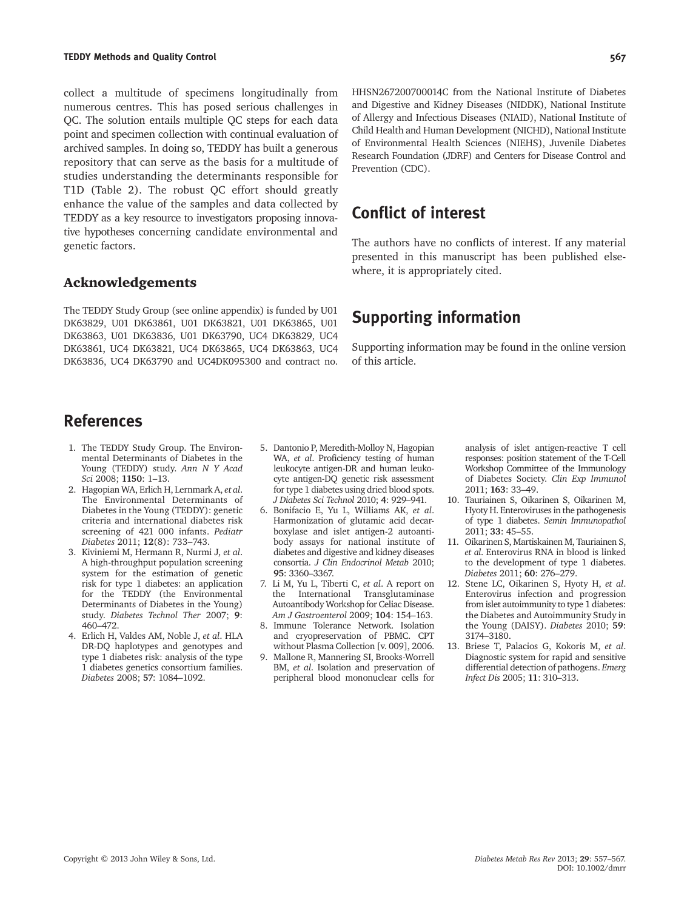collect a multitude of specimens longitudinally from numerous centres. This has posed serious challenges in QC. The solution entails multiple QC steps for each data point and specimen collection with continual evaluation of archived samples. In doing so, TEDDY has built a generous repository that can serve as the basis for a multitude of studies understanding the determinants responsible for T1D (Table 2). The robust QC effort should greatly enhance the value of the samples and data collected by TEDDY as a key resource to investigators proposing innovative hypotheses concerning candidate environmental and genetic factors.

## Acknowledgements

The TEDDY Study Group (see online appendix) is funded by U01 DK63829, U01 DK63861, U01 DK63821, U01 DK63865, U01 DK63863, U01 DK63836, U01 DK63790, UC4 DK63829, UC4 DK63861, UC4 DK63821, UC4 DK63865, UC4 DK63863, UC4 DK63836, UC4 DK63790 and UC4DK095300 and contract no. HHSN267200700014C from the National Institute of Diabetes and Digestive and Kidney Diseases (NIDDK), National Institute of Allergy and Infectious Diseases (NIAID), National Institute of Child Health and Human Development (NICHD), National Institute of Environmental Health Sciences (NIEHS), Juvenile Diabetes Research Foundation (JDRF) and Centers for Disease Control and Prevention (CDC).

## Conflict of interest

The authors have no conflicts of interest. If any material presented in this manuscript has been published elsewhere, it is appropriately cited.

## Supporting information

Supporting information may be found in the online version of this article.

## References

1. The TEDDY Study Group. The Environmental Determinants of Diabetes in the Young (TEDDY) study. *Ann N Y Acad Sci* 2008; **1150**: 1–13.
2. Hagopian WA, Erlich H, Lernmark A, *et al.* The Environmental Determinants of Diabetes in the Young (TEDDY): genetic criteria and international diabetes risk screening of 421 000 infants. *Pediatr Diabetes* 2011; **12**(8): 733–743.
3. Kiviniemi M, Hermann R, Nurmi J, *et al.* A high-throughput population screening system for the estimation of genetic risk for type 1 diabetes: an application for the TEDDY (the Environmental Determinants of Diabetes in the Young) study. *Diabetes Technol Ther* 2007; **9**: 460–472.
4. Erlich H, Valdes AM, Noble J, *et al.* HLA DR-DQ haplotypes and genotypes and type 1 diabetes risk: analysis of the type 1 diabetes genetics consortium families. *Diabetes* 2008; **57**: 1084–1092.
5. Dantonio P, Meredith-Molloy N, Hagopian WA, *et al.* Proficiency testing of human leukocyte antigen-DR and human leukocyte antigen-DQ genetic risk assessment for type 1 diabetes using dried blood spots. *J Diabetes Sci Technol* 2010; **4**: 929–941.
6. Bonifacio E, Yu L, Williams AK, *et al.* Harmonization of glutamic acid decarboxylase and islet antigen-2 autoantibody assays for national institute of diabetes and digestive and kidney diseases consortia. *J Clin Endocrinol Metab* 2010; **95**: 3360–3367.
7. Li M, Yu L, Tiberti C, *et al.* A report on the International Transglutaminase Autoantibody Workshop for Celiac Disease. *Am J Gastroenterol* 2009; **104**: 154–163.
8. Immune Tolerance Network. Isolation and cryopreservation of PBMC. CPT without Plasma Collection [v. 009], 2006.
9. Mallone R, Mannering SI, Brooks-Worrell BM, *et al.* Isolation and preservation of peripheral blood mononuclear cells for analysis of islet antigen-reactive T cell responses: position statement of the T-Cell Workshop Committee of the Immunology of Diabetes Society. *Clin Exp Immunol* 2011; **163**: 33–49.
10. Tauriainen S, Oikarinen S, Oikarinen M, Hyoty H. Enteroviruses in the pathogenesis of type 1 diabetes. *Semin Immunopathol* 2011; **33**: 45–55.
11. Oikarinen S, Martiskainen M, Tauriainen S, *et al.* Enterovirus RNA in blood is linked to the development of type 1 diabetes. *Diabetes* 2011; **60**: 276–279.
12. Stene LC, Oikarinen S, Hyoty H, *et al.* Enterovirus infection and progression from islet autoimmunity to type 1 diabetes: the Diabetes and Autoimmunity Study in the Young (DAISY). *Diabetes* 2010; **59**: 3174–3180.
13. Briese T, Palacios G, Kokoris M, *et al.* Diagnostic system for rapid and sensitive differential detection of pathogens. *Emerg Infect Dis* 2005; **11**: 310–313.